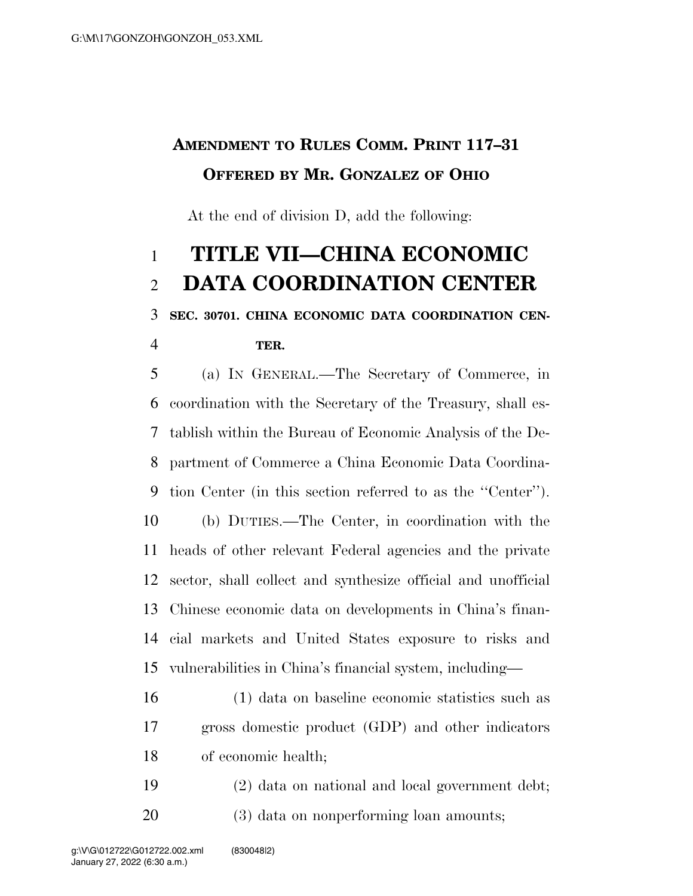**AMENDMENT TO RULES COMM. PRINT 117–31**
**OFFERED BY MR. GONZALEZ OF OHIO**

At the end of division D, add the following:

# TITLE VII—CHINA ECONOMIC DATA COORDINATION CENTER

**SEC. 30701. CHINA ECONOMIC DATA COORDINATION CENTER.**

(a) IN GENERAL.—The Secretary of Commerce, in coordination with the Secretary of the Treasury, shall establish within the Bureau of Economic Analysis of the Department of Commerce a China Economic Data Coordination Center (in this section referred to as the "Center").

(b) DUTIES.—The Center, in coordination with the heads of other relevant Federal agencies and the private sector, shall collect and synthesize official and unofficial Chinese economic data on developments in China's financial markets and United States exposure to risks and vulnerabilities in China's financial system, including—

(1) data on baseline economic statistics such as gross domestic product (GDP) and other indicators of economic health;

(2) data on national and local government debt;

(3) data on nonperforming loan amounts;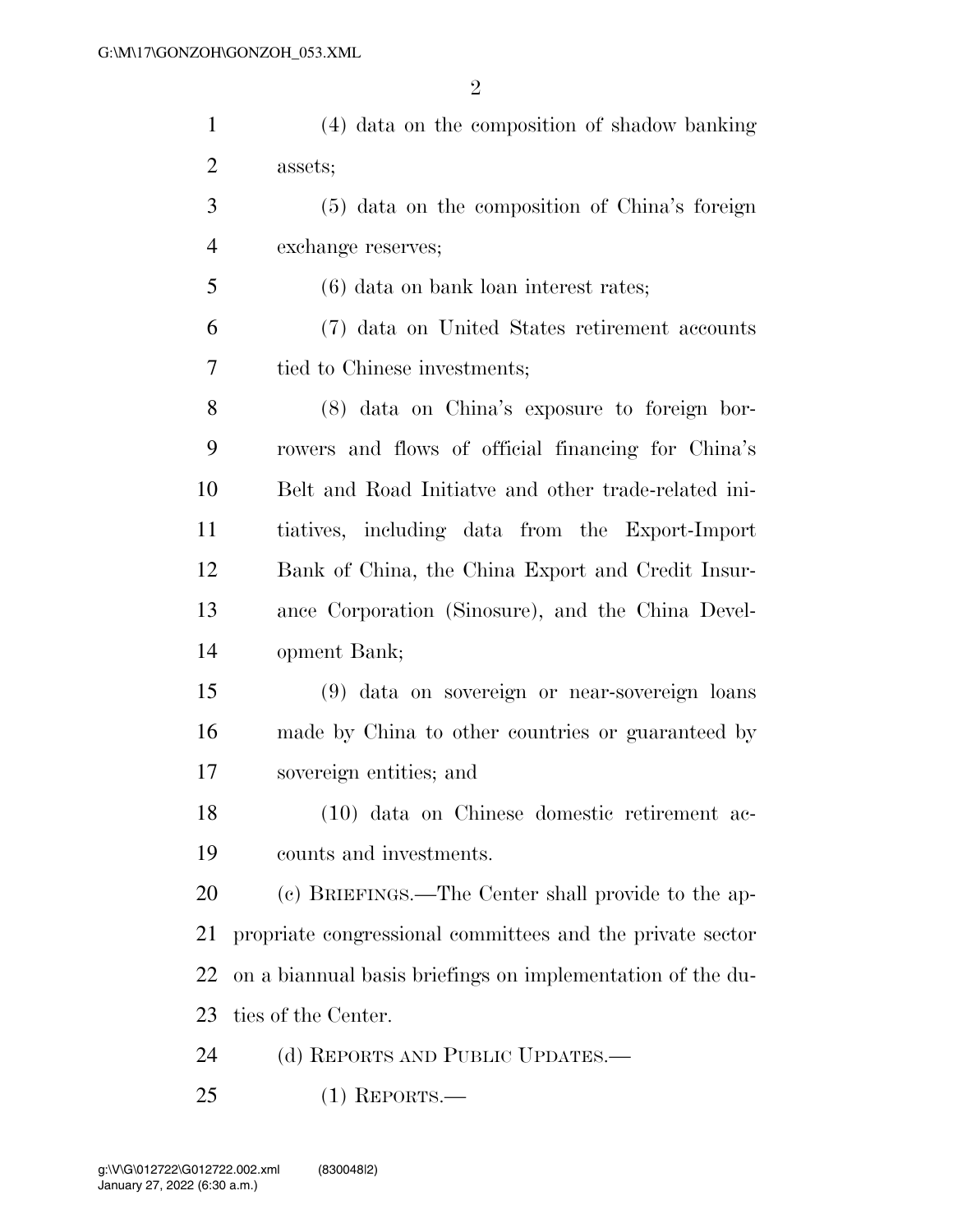(4) data on the composition of shadow banking assets;

(5) data on the composition of China's foreign exchange reserves;

(6) data on bank loan interest rates;

(7) data on United States retirement accounts tied to Chinese investments;

(8) data on China's exposure to foreign borrowers and flows of official financing for China's Belt and Road Initiatve and other trade-related initiatives, including data from the Export-Import Bank of China, the China Export and Credit Insurance Corporation (Sinosure), and the China Development Bank;

(9) data on sovereign or near-sovereign loans made by China to other countries or guaranteed by sovereign entities; and

(10) data on Chinese domestic retirement accounts and investments.

(c) BRIEFINGS.—The Center shall provide to the appropriate congressional committees and the private sector on a biannual basis briefings on implementation of the duties of the Center.

(d) REPORTS AND PUBLIC UPDATES.—

(1) REPORTS.—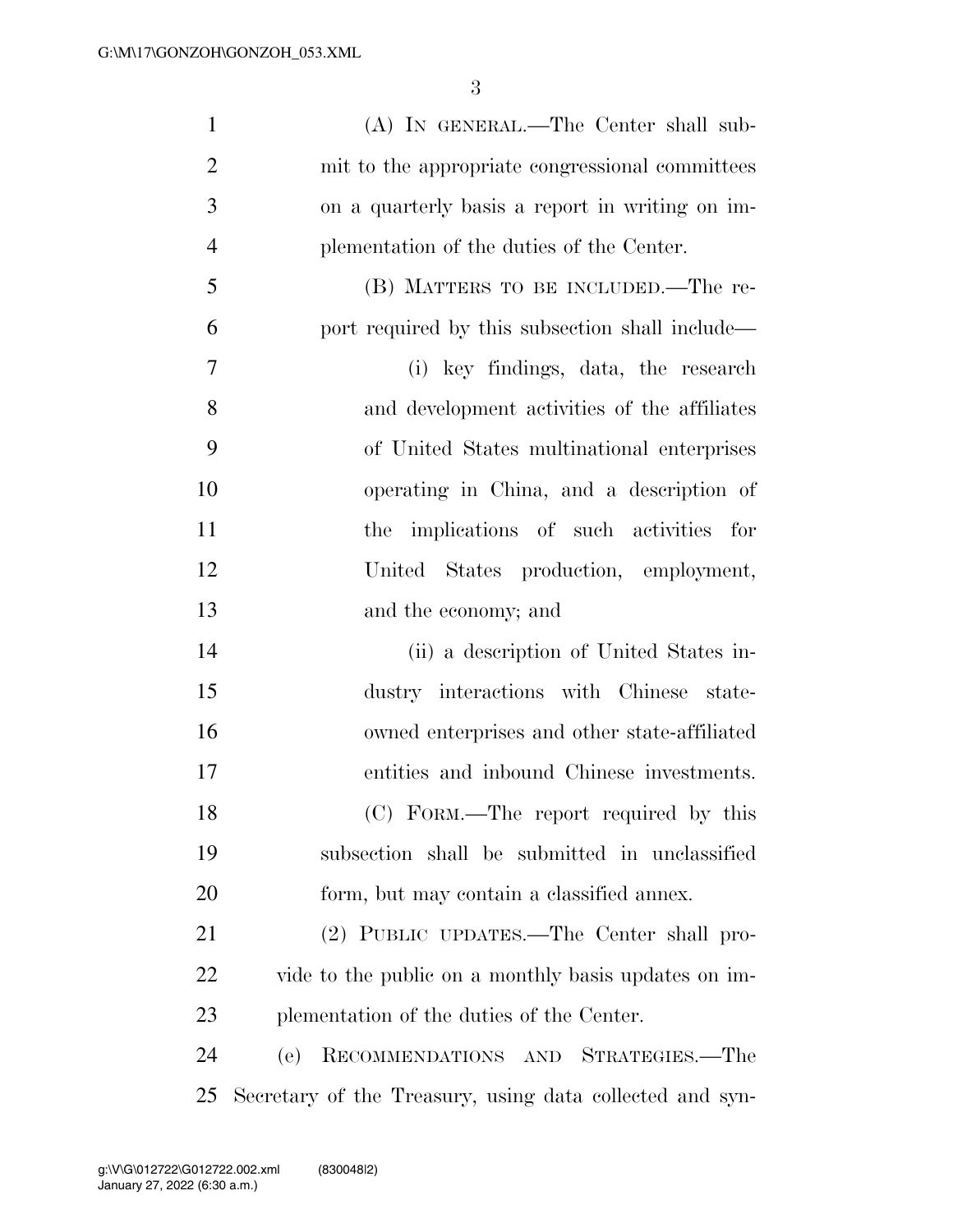(A) IN GENERAL.—The Center shall submit to the appropriate congressional committees on a quarterly basis a report in writing on implementation of the duties of the Center.

(B) MATTERS TO BE INCLUDED.—The report required by this subsection shall include—

(i) key findings, data, the research and development activities of the affiliates of United States multinational enterprises operating in China, and a description of the implications of such activities for United States production, employment, and the economy; and

(ii) a description of United States industry interactions with Chinese state-owned enterprises and other state-affiliated entities and inbound Chinese investments.

(C) FORM.—The report required by this subsection shall be submitted in unclassified form, but may contain a classified annex.

(2) PUBLIC UPDATES.—The Center shall provide to the public on a monthly basis updates on implementation of the duties of the Center.

(e) RECOMMENDATIONS AND STRATEGIES.—The Secretary of the Treasury, using data collected and syn-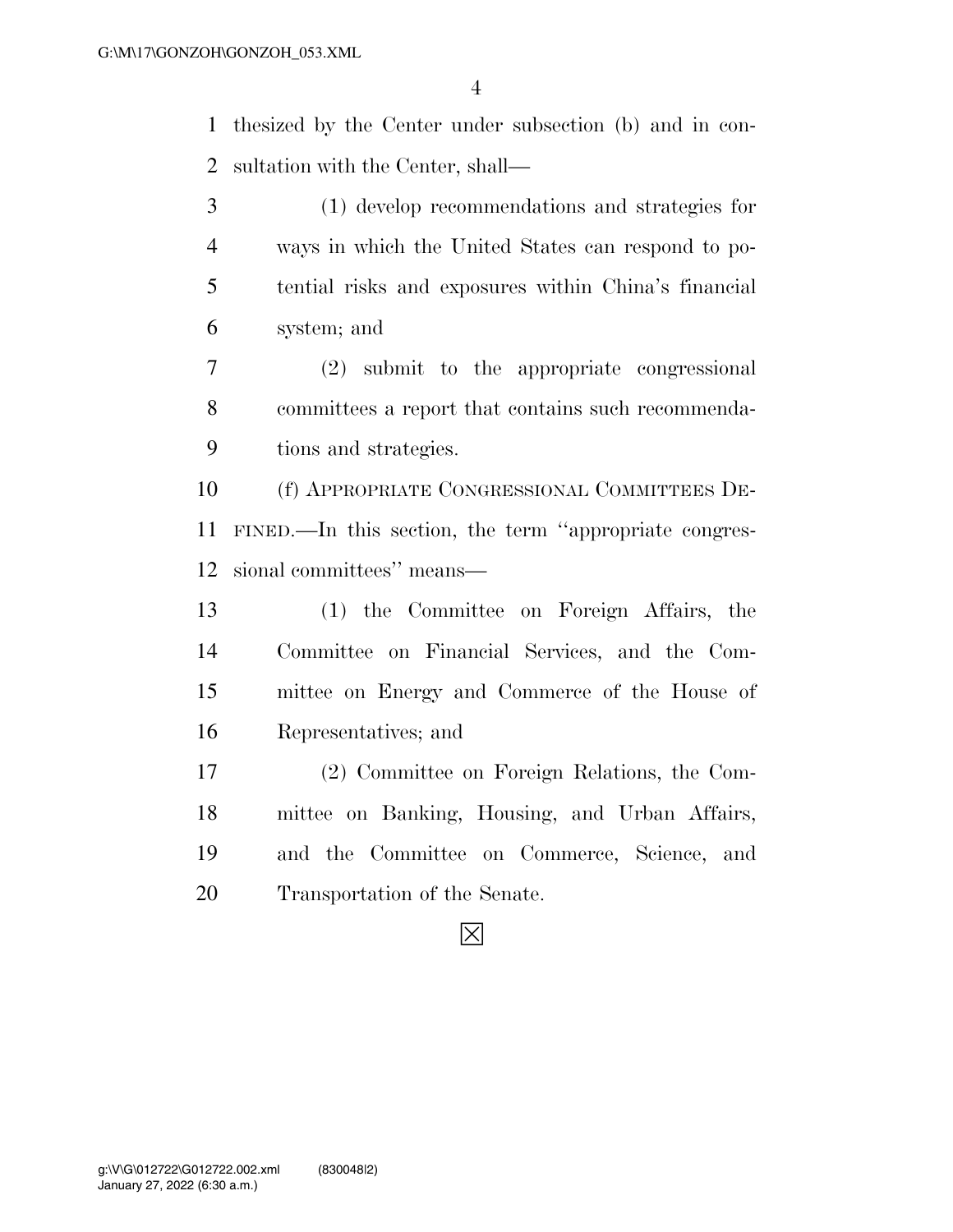thesized by the Center under subsection (b) and in consultation with the Center, shall—

(1) develop recommendations and strategies for ways in which the United States can respond to potential risks and exposures within China's financial system; and

(2) submit to the appropriate congressional committees a report that contains such recommendations and strategies.

(f) APPROPRIATE CONGRESSIONAL COMMITTEES DEFINED.—In this section, the term ''appropriate congressional committees'' means—

(1) the Committee on Foreign Affairs, the Committee on Financial Services, and the Committee on Energy and Commerce of the House of Representatives; and

(2) Committee on Foreign Relations, the Committee on Banking, Housing, and Urban Affairs, and the Committee on Commerce, Science, and Transportation of the Senate.